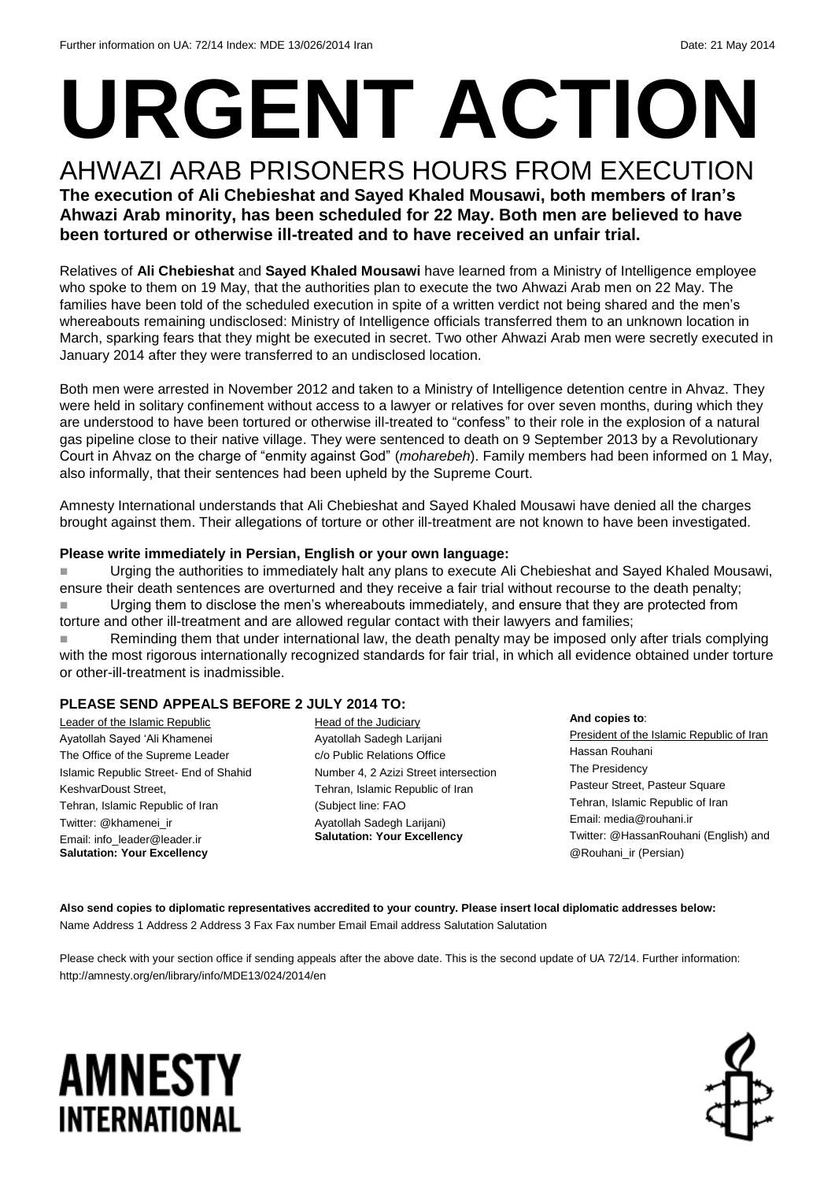Further information on UA: 72/14 Index: MDE 13/026/2014 Iran Date: 21 May 2014

# URGENT ACTION

## AHWAZI ARAB PRISONERS HOURS FROM EXECUTION

**The execution of Ali Chebieshat and Sayed Khaled Mousawi, both members of Iran's Ahwazi Arab minority, has been scheduled for 22 May. Both men are believed to have been tortured or otherwise ill-treated and to have received an unfair trial.**

Relatives of **Ali Chebieshat** and **Sayed Khaled Mousawi** have learned from a Ministry of Intelligence employee who spoke to them on 19 May, that the authorities plan to execute the two Ahwazi Arab men on 22 May. The families have been told of the scheduled execution in spite of a written verdict not being shared and the men's whereabouts remaining undisclosed: Ministry of Intelligence officials transferred them to an unknown location in March, sparking fears that they might be executed in secret. Two other Ahwazi Arab men were secretly executed in January 2014 after they were transferred to an undisclosed location.

Both men were arrested in November 2012 and taken to a Ministry of Intelligence detention centre in Ahvaz. They were held in solitary confinement without access to a lawyer or relatives for over seven months, during which they are understood to have been tortured or otherwise ill-treated to "confess" to their role in the explosion of a natural gas pipeline close to their native village. They were sentenced to death on 9 September 2013 by a Revolutionary Court in Ahvaz on the charge of "enmity against God" (*moharebeh*). Family members had been informed on 1 May, also informally, that their sentences had been upheld by the Supreme Court.

Amnesty International understands that Ali Chebieshat and Sayed Khaled Mousawi have denied all the charges brought against them. Their allegations of torture or other ill-treatment are not known to have been investigated.

**Please write immediately in Persian, English or your own language:**

- Urging the authorities to immediately halt any plans to execute Ali Chebieshat and Sayed Khaled Mousawi, ensure their death sentences are overturned and they receive a fair trial without recourse to the death penalty;
- Urging them to disclose the men's whereabouts immediately, and ensure that they are protected from torture and other ill-treatment and are allowed regular contact with their lawyers and families;
- Reminding them that under international law, the death penalty may be imposed only after trials complying with the most rigorous internationally recognized standards for fair trial, in which all evidence obtained under torture or other-ill-treatment is inadmissible.

### PLEASE SEND APPEALS BEFORE 2 JULY 2014 TO:

Leader of the Islamic Republic
Ayatollah Sayed 'Ali Khamenei
The Office of the Supreme Leader
Islamic Republic Street- End of Shahid KeshvarDoust Street,
Tehran, Islamic Republic of Iran
Twitter: @khamenei_ir
Email: info_leader@leader.ir
**Salutation: Your Excellency**

Head of the Judiciary
Ayatollah Sadegh Larijani
c/o Public Relations Office
Number 4, 2 Azizi Street intersection
Tehran, Islamic Republic of Iran
(Subject line: FAO
Ayatollah Sadegh Larijani)
**Salutation: Your Excellency**

**And copies to**:
President of the Islamic Republic of Iran
Hassan Rouhani
The Presidency
Pasteur Street, Pasteur Square
Tehran, Islamic Republic of Iran
Email: media@rouhani.ir
Twitter: @HassanRouhani (English) and @Rouhani_ir (Persian)

**Also send copies to diplomatic representatives accredited to your country. Please insert local diplomatic addresses below:**
Name Address 1 Address 2 Address 3 Fax Fax number Email Email address Salutation Salutation

Please check with your section office if sending appeals after the above date. This is the second update of UA 72/14. Further information: http://amnesty.org/en/library/info/MDE13/024/2014/en

AMNESTY INTERNATIONAL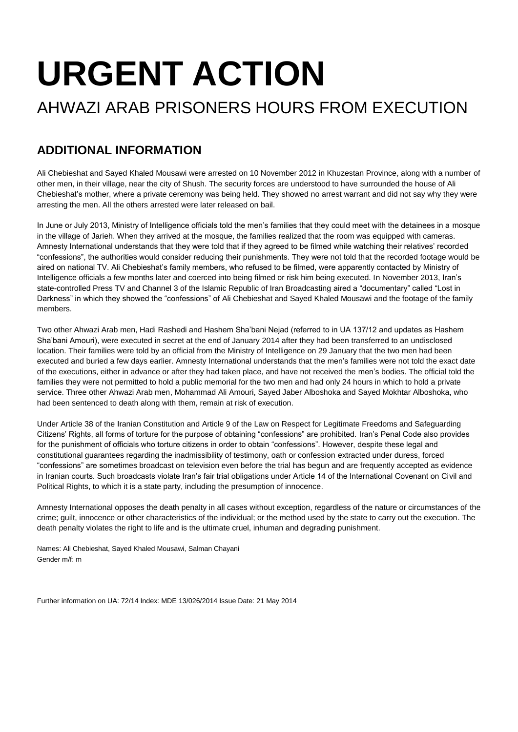# URGENT ACTION

## AHWAZI ARAB PRISONERS HOURS FROM EXECUTION

### ADDITIONAL INFORMATION

Ali Chebieshat and Sayed Khaled Mousawi were arrested on 10 November 2012 in Khuzestan Province, along with a number of other men, in their village, near the city of Shush. The security forces are understood to have surrounded the house of Ali Chebieshat's mother, where a private ceremony was being held. They showed no arrest warrant and did not say why they were arresting the men. All the others arrested were later released on bail.

In June or July 2013, Ministry of Intelligence officials told the men's families that they could meet with the detainees in a mosque in the village of Jarieh. When they arrived at the mosque, the families realized that the room was equipped with cameras. Amnesty International understands that they were told that if they agreed to be filmed while watching their relatives' recorded "confessions", the authorities would consider reducing their punishments. They were not told that the recorded footage would be aired on national TV. Ali Chebieshat's family members, who refused to be filmed, were apparently contacted by Ministry of Intelligence officials a few months later and coerced into being filmed or risk him being executed. In November 2013, Iran's state-controlled Press TV and Channel 3 of the Islamic Republic of Iran Broadcasting aired a "documentary" called "Lost in Darkness" in which they showed the "confessions" of Ali Chebieshat and Sayed Khaled Mousawi and the footage of the family members.

Two other Ahwazi Arab men, Hadi Rashedi and Hashem Sha'bani Nejad (referred to in UA 137/12 and updates as Hashem Sha'bani Amouri), were executed in secret at the end of January 2014 after they had been transferred to an undisclosed location. Their families were told by an official from the Ministry of Intelligence on 29 January that the two men had been executed and buried a few days earlier. Amnesty International understands that the men's families were not told the exact date of the executions, either in advance or after they had taken place, and have not received the men's bodies. The official told the families they were not permitted to hold a public memorial for the two men and had only 24 hours in which to hold a private service. Three other Ahwazi Arab men, Mohammad Ali Amouri, Sayed Jaber Alboshoka and Sayed Mokhtar Alboshoka, who had been sentenced to death along with them, remain at risk of execution.

Under Article 38 of the Iranian Constitution and Article 9 of the Law on Respect for Legitimate Freedoms and Safeguarding Citizens' Rights, all forms of torture for the purpose of obtaining "confessions" are prohibited. Iran's Penal Code also provides for the punishment of officials who torture citizens in order to obtain "confessions". However, despite these legal and constitutional guarantees regarding the inadmissibility of testimony, oath or confession extracted under duress, forced "confessions" are sometimes broadcast on television even before the trial has begun and are frequently accepted as evidence in Iranian courts. Such broadcasts violate Iran's fair trial obligations under Article 14 of the International Covenant on Civil and Political Rights, to which it is a state party, including the presumption of innocence.

Amnesty International opposes the death penalty in all cases without exception, regardless of the nature or circumstances of the crime; guilt, innocence or other characteristics of the individual; or the method used by the state to carry out the execution. The death penalty violates the right to life and is the ultimate cruel, inhuman and degrading punishment.

Names: Ali Chebieshat, Sayed Khaled Mousawi, Salman Chayani
Gender m/f: m

Further information on UA: 72/14 Index: MDE 13/026/2014 Issue Date: 21 May 2014